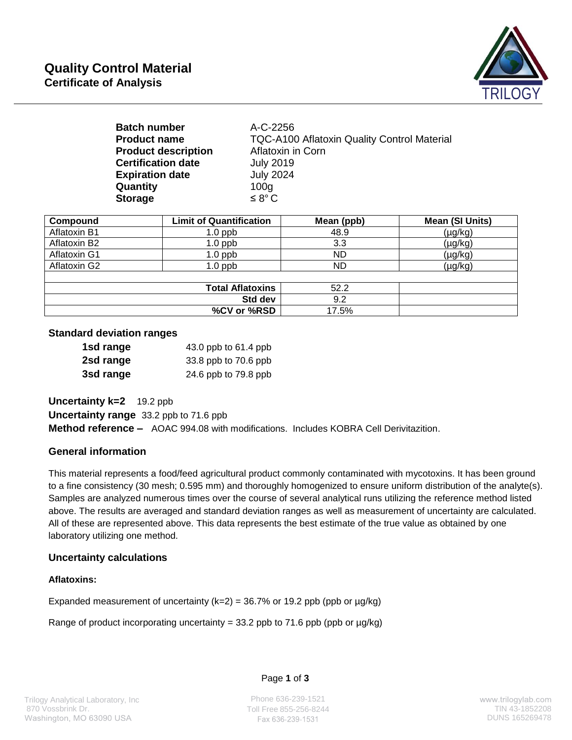# Quality Control Material
## Certificate of Analysis

TRILOGY

| | |
|---|---|
| **Batch number** | A-C-2256 |
| **Product name** | TQC-A100 Aflatoxin Quality Control Material |
| **Product description** | Aflatoxin in Corn |
| **Certification date** | July 2019 |
| **Expiration date** | July 2024 |
| **Quantity** | 100g |
| **Storage** | ≤ 8° C |

| Compound | Limit of Quantification | Mean (ppb) | Mean (SI Units) |
|---|---|---|---|
| Aflatoxin B1 | 1.0 ppb | 48.9 | (µg/kg) |
| Aflatoxin B2 | 1.0 ppb | 3.3 | (µg/kg) |
| Aflatoxin G1 | 1.0 ppb | ND | (µg/kg) |
| Aflatoxin G2 | 1.0 ppb | ND | (µg/kg) |
| | | | |
| | **Total Aflatoxins** | 52.2 | |
| | **Std dev** | 9.2 | |
| | **%CV or %RSD** | 17.5% | |

### Standard deviation ranges

| | |
|---|---|
| **1sd range** | 43.0 ppb to 61.4 ppb |
| **2sd range** | 33.8 ppb to 70.6 ppb |
| **3sd range** | 24.6 ppb to 79.8 ppb |

**Uncertainty k=2** 19.2 ppb

**Uncertainty range** 33.2 ppb to 71.6 ppb

**Method reference –** AOAC 994.08 with modifications. Includes KOBRA Cell Derivitazition.

### General information

This material represents a food/feed agricultural product commonly contaminated with mycotoxins. It has been ground to a fine consistency (30 mesh; 0.595 mm) and thoroughly homogenized to ensure uniform distribution of the analyte(s). Samples are analyzed numerous times over the course of several analytical runs utilizing the reference method listed above. The results are averaged and standard deviation ranges as well as measurement of uncertainty are calculated. All of these are represented above. This data represents the best estimate of the true value as obtained by one laboratory utilizing one method.

### Uncertainty calculations

#### Aflatoxins:

Expanded measurement of uncertainty (k=2) = 36.7% or 19.2 ppb (ppb or µg/kg)

Range of product incorporating uncertainty = 33.2 ppb to 71.6 ppb (ppb or µg/kg)

Trilogy Analytical Laboratory, Inc
870 Vossbrink Dr.
Washington, MO 63090 USA

Phone 636-239-1521
Toll Free 855-256-8244
Fax 636-239-1531

www.trilogylab.com
TIN 43-1852208
DUNS 165269478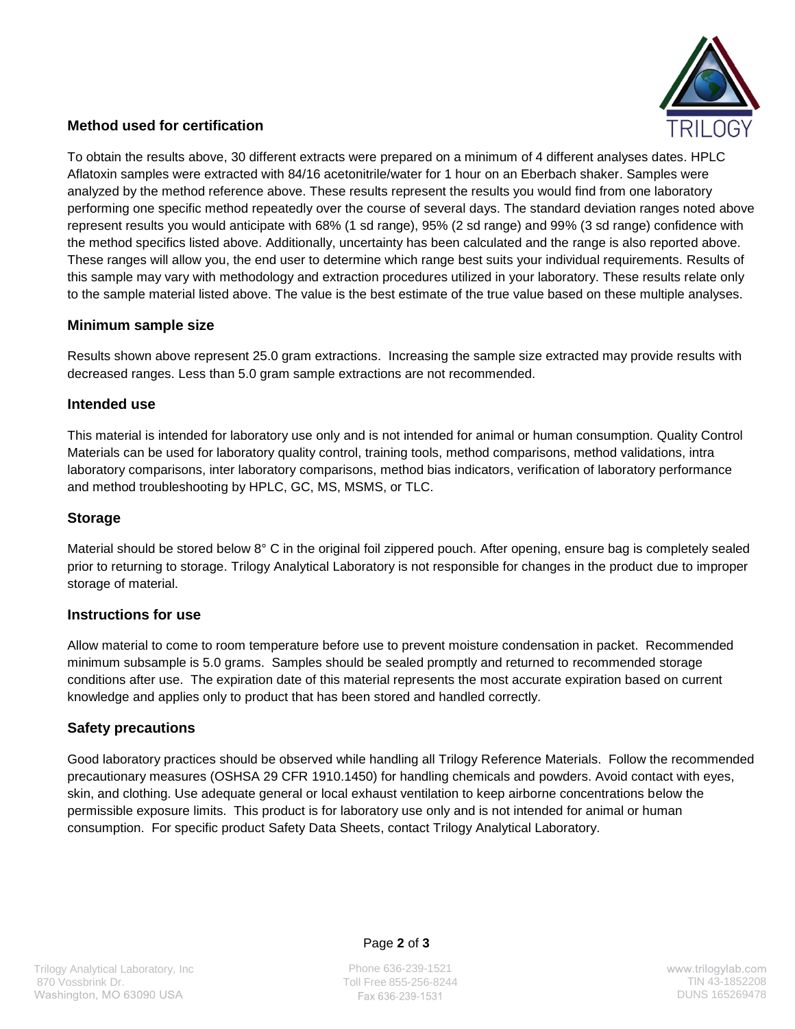## Method used for certification

To obtain the results above, 30 different extracts were prepared on a minimum of 4 different analyses dates. HPLC Aflatoxin samples were extracted with 84/16 acetonitrile/water for 1 hour on an Eberbach shaker. Samples were analyzed by the method reference above. These results represent the results you would find from one laboratory performing one specific method repeatedly over the course of several days. The standard deviation ranges noted above represent results you would anticipate with 68% (1 sd range), 95% (2 sd range) and 99% (3 sd range) confidence with the method specifics listed above. Additionally, uncertainty has been calculated and the range is also reported above. These ranges will allow you, the end user to determine which range best suits your individual requirements. Results of this sample may vary with methodology and extraction procedures utilized in your laboratory. These results relate only to the sample material listed above. The value is the best estimate of the true value based on these multiple analyses.

## Minimum sample size

Results shown above represent 25.0 gram extractions. Increasing the sample size extracted may provide results with decreased ranges. Less than 5.0 gram sample extractions are not recommended.

## Intended use

This material is intended for laboratory use only and is not intended for animal or human consumption. Quality Control Materials can be used for laboratory quality control, training tools, method comparisons, method validations, intra laboratory comparisons, inter laboratory comparisons, method bias indicators, verification of laboratory performance and method troubleshooting by HPLC, GC, MS, MSMS, or TLC.

## Storage

Material should be stored below 8° C in the original foil zippered pouch. After opening, ensure bag is completely sealed prior to returning to storage. Trilogy Analytical Laboratory is not responsible for changes in the product due to improper storage of material.

## Instructions for use

Allow material to come to room temperature before use to prevent moisture condensation in packet. Recommended minimum subsample is 5.0 grams. Samples should be sealed promptly and returned to recommended storage conditions after use. The expiration date of this material represents the most accurate expiration based on current knowledge and applies only to product that has been stored and handled correctly.

## Safety precautions

Good laboratory practices should be observed while handling all Trilogy Reference Materials. Follow the recommended precautionary measures (OSHSA 29 CFR 1910.1450) for handling chemicals and powders. Avoid contact with eyes, skin, and clothing. Use adequate general or local exhaust ventilation to keep airborne concentrations below the permissible exposure limits. This product is for laboratory use only and is not intended for animal or human consumption. For specific product Safety Data Sheets, contact Trilogy Analytical Laboratory.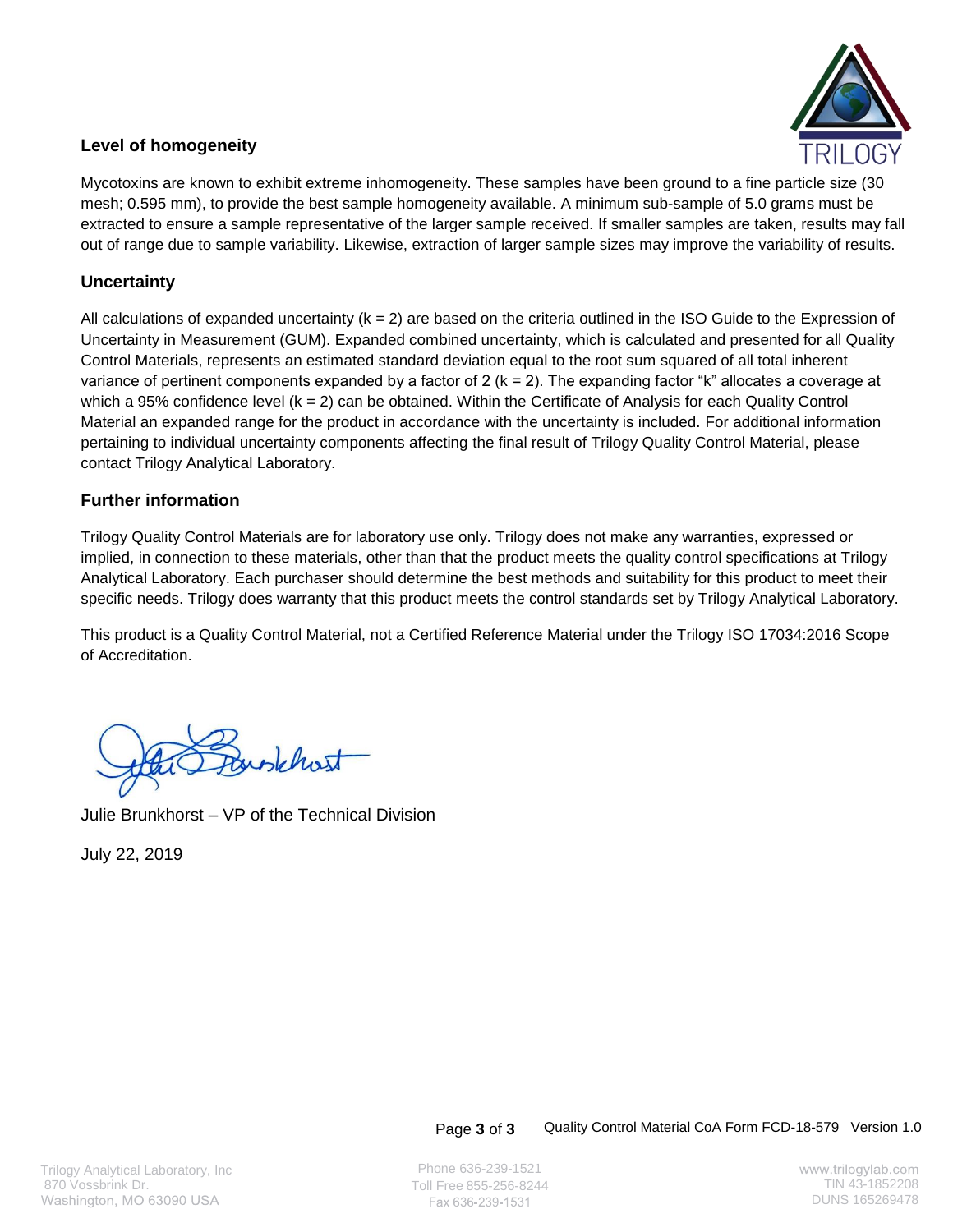## Level of homogeneity

Mycotoxins are known to exhibit extreme inhomogeneity. These samples have been ground to a fine particle size (30 mesh; 0.595 mm), to provide the best sample homogeneity available. A minimum sub-sample of 5.0 grams must be extracted to ensure a sample representative of the larger sample received. If smaller samples are taken, results may fall out of range due to sample variability. Likewise, extraction of larger sample sizes may improve the variability of results.

## Uncertainty

All calculations of expanded uncertainty (k = 2) are based on the criteria outlined in the ISO Guide to the Expression of Uncertainty in Measurement (GUM). Expanded combined uncertainty, which is calculated and presented for all Quality Control Materials, represents an estimated standard deviation equal to the root sum squared of all total inherent variance of pertinent components expanded by a factor of 2 (k = 2). The expanding factor "k" allocates a coverage at which a 95% confidence level (k = 2) can be obtained. Within the Certificate of Analysis for each Quality Control Material an expanded range for the product in accordance with the uncertainty is included. For additional information pertaining to individual uncertainty components affecting the final result of Trilogy Quality Control Material, please contact Trilogy Analytical Laboratory.

## Further information

Trilogy Quality Control Materials are for laboratory use only. Trilogy does not make any warranties, expressed or implied, in connection to these materials, other than that the product meets the quality control specifications at Trilogy Analytical Laboratory. Each purchaser should determine the best methods and suitability for this product to meet their specific needs. Trilogy does warranty that this product meets the control standards set by Trilogy Analytical Laboratory.

This product is a Quality Control Material, not a Certified Reference Material under the Trilogy ISO 17034:2016 Scope of Accreditation.

Julie Brunkhorst – VP of the Technical Division

July 22, 2019

Quality Control Material CoA Form FCD-18-579 Version 1.0

Trilogy Analytical Laboratory, Inc
870 Vossbrink Dr.
Washington, MO 63090 USA

Phone 636-239-1521
Toll Free 855-256-8244
Fax 636-239-1531

www.trilogylab.com
TIN 43-1852208
DUNS 165269478